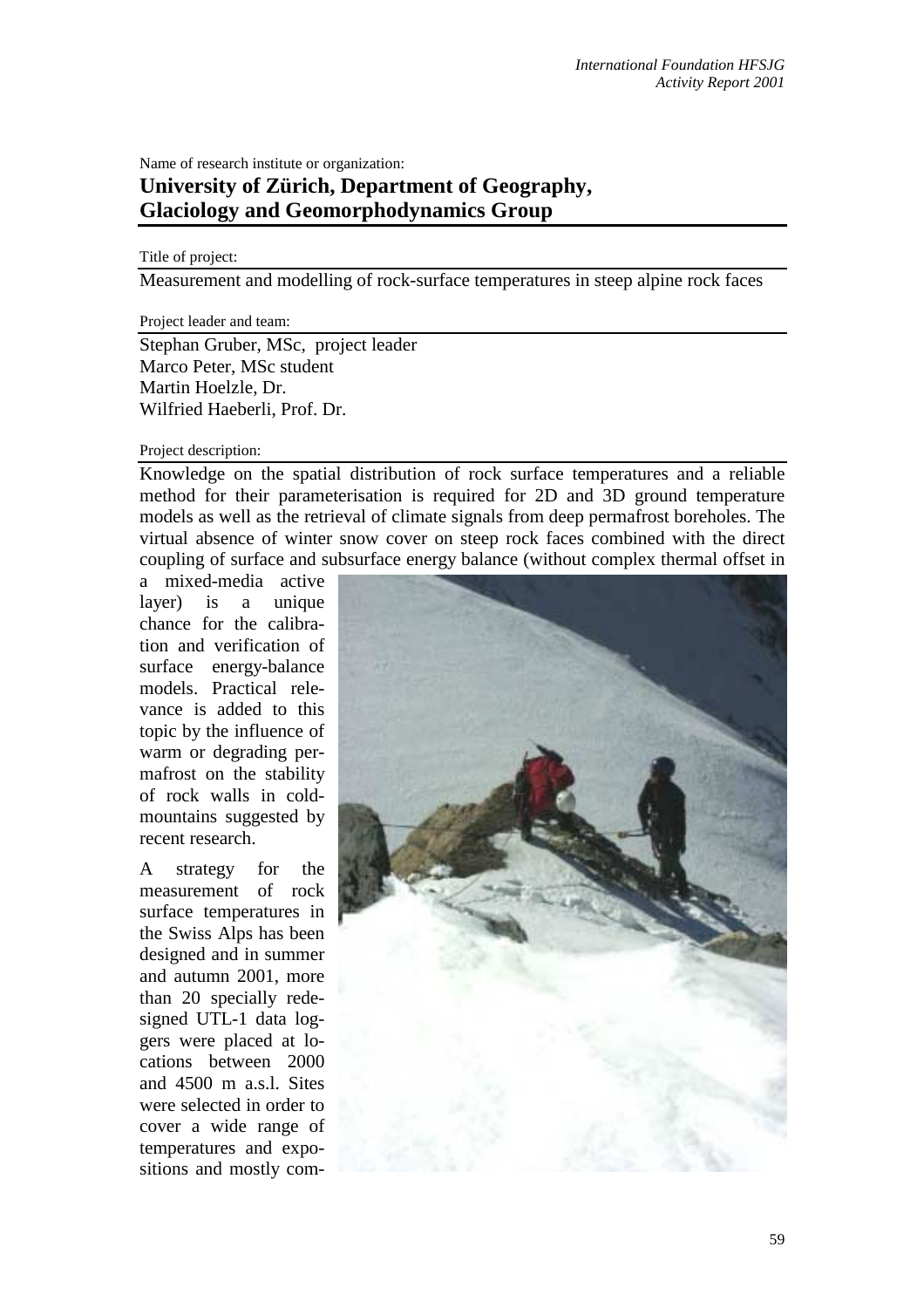Name of research institute or organization:

**University of Zürich, Department of Geography, Glaciology and Geomorphodynamics Group**

Title of project:

Measurement and modelling of rock-surface temperatures in steep alpine rock faces

Project leader and team:

Stephan Gruber, MSc, project leader
Marco Peter, MSc student
Martin Hoelzle, Dr.
Wilfried Haeberli, Prof. Dr.

Project description:

Knowledge on the spatial distribution of rock surface temperatures and a reliable method for their parameterisation is required for 2D and 3D ground temperature models as well as the retrieval of climate signals from deep permafrost boreholes. The virtual absence of winter snow cover on steep rock faces combined with the direct coupling of surface and subsurface energy balance (without complex thermal offset in a mixed-media active layer) is a unique chance for the calibration and verification of surface energy-balance models. Practical relevance is added to this topic by the influence of warm or degrading permafrost on the stability of rock walls in cold-mountains suggested by recent research.

A strategy for the measurement of rock surface temperatures in the Swiss Alps has been designed and in summer and autumn 2001, more than 20 specially redesigned UTL-1 data loggers were placed at locations between 2000 and 4500 m a.s.l. Sites were selected in order to cover a wide range of temperatures and expositions and mostly com-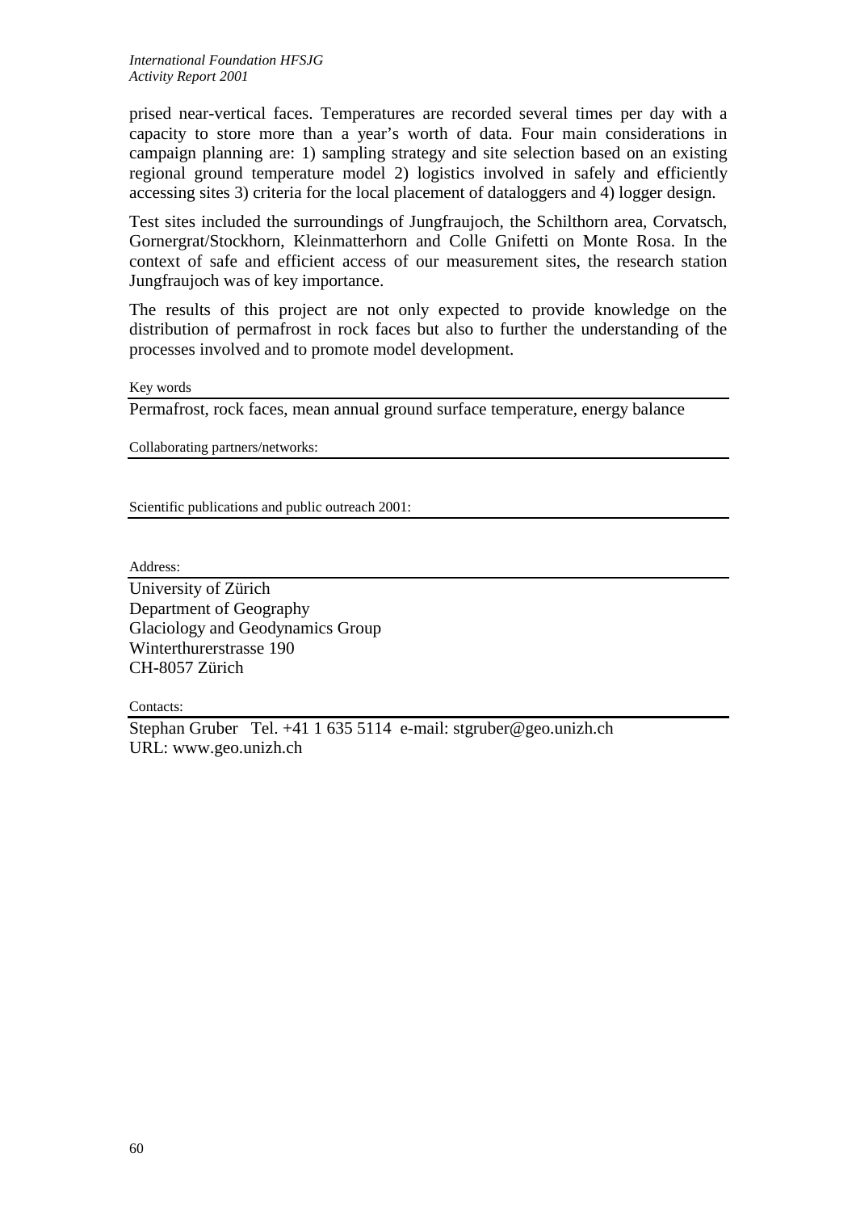prised near-vertical faces. Temperatures are recorded several times per day with a capacity to store more than a year's worth of data. Four main considerations in campaign planning are: 1) sampling strategy and site selection based on an existing regional ground temperature model 2) logistics involved in safely and efficiently accessing sites 3) criteria for the local placement of dataloggers and 4) logger design.

Test sites included the surroundings of Jungfraujoch, the Schilthorn area, Corvatsch, Gornergrat/Stockhorn, Kleinmatterhorn and Colle Gnifetti on Monte Rosa. In the context of safe and efficient access of our measurement sites, the research station Jungfraujoch was of key importance.

The results of this project are not only expected to provide knowledge on the distribution of permafrost in rock faces but also to further the understanding of the processes involved and to promote model development.

Key words

Permafrost, rock faces, mean annual ground surface temperature, energy balance

Collaborating partners/networks:

Scientific publications and public outreach 2001:

Address:

University of Zürich  
Department of Geography  
Glaciology and Geodynamics Group  
Winterthurerstrasse 190  
CH-8057 Zürich

Contacts:

Stephan Gruber Tel. +41 1 635 5114 e-mail: stgruber@geo.unizh.ch  
URL: www.geo.unizh.ch